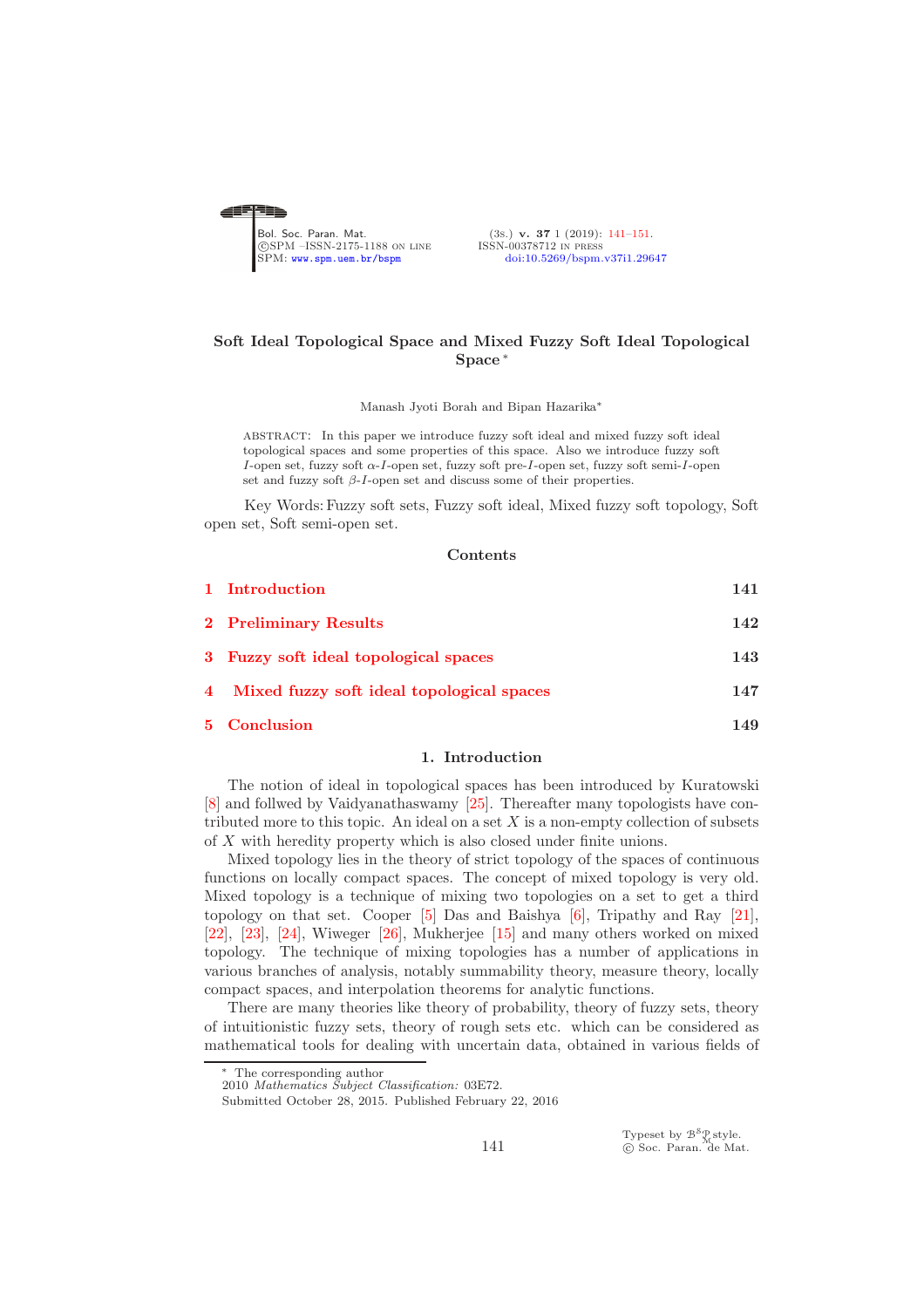# Soft Ideal Topological Space and Mixed Fuzzy Soft Ideal Topological Space*

Manash Jyoti Borah and Bipan Hazarika*

ABSTRACT: In this paper we introduce fuzzy soft ideal and mixed fuzzy soft ideal topological spaces and some properties of this space. Also we introduce fuzzy soft $I$-open set, fuzzy soft $\alpha$-$I$-open set, fuzzy soft pre-$I$-open set, fuzzy soft semi-$I$-open set and fuzzy soft $\beta$-$I$-open set and discuss some of their properties.

Key Words: Fuzzy soft sets, Fuzzy soft ideal, Mixed fuzzy soft topology, Soft open set, Soft semi-open set.

## Contents

| | |
|---|---|
| 1 Introduction | 141 |
| 2 Preliminary Results | 142 |
| 3 Fuzzy soft ideal topological spaces | 143 |
| 4 Mixed fuzzy soft ideal topological spaces | 147 |
| 5 Conclusion | 149 |

## 1. Introduction

The notion of ideal in topological spaces has been introduced by Kuratowski [8] and follwed by Vaidyanathaswamy [25]. Thereafter many topologists have contributed more to this topic. An ideal on a set $X$ is a non-empty collection of subsets of $X$ with heredity property which is also closed under finite unions.

Mixed topology lies in the theory of strict topology of the spaces of continuous functions on locally compact spaces. The concept of mixed topology is very old. Mixed topology is a technique of mixing two topologies on a set to get a third topology on that set. Cooper [5] Das and Baishya [6], Tripathy and Ray [21], [22], [23], [24], Wiweger [26], Mukherjee [15] and many others worked on mixed topology. The technique of mixing topologies has a number of applications in various branches of analysis, notably summability theory, measure theory, locally compact spaces, and interpolation theorems for analytic functions.

There are many theories like theory of probability, theory of fuzzy sets, theory of intuitionistic fuzzy sets, theory of rough sets etc. which can be considered as mathematical tools for dealing with uncertain data, obtained in various fields of

* The corresponding author
2010 *Mathematics Subject Classification:* 03E72.
Submitted October 28, 2015. Published February 22, 2016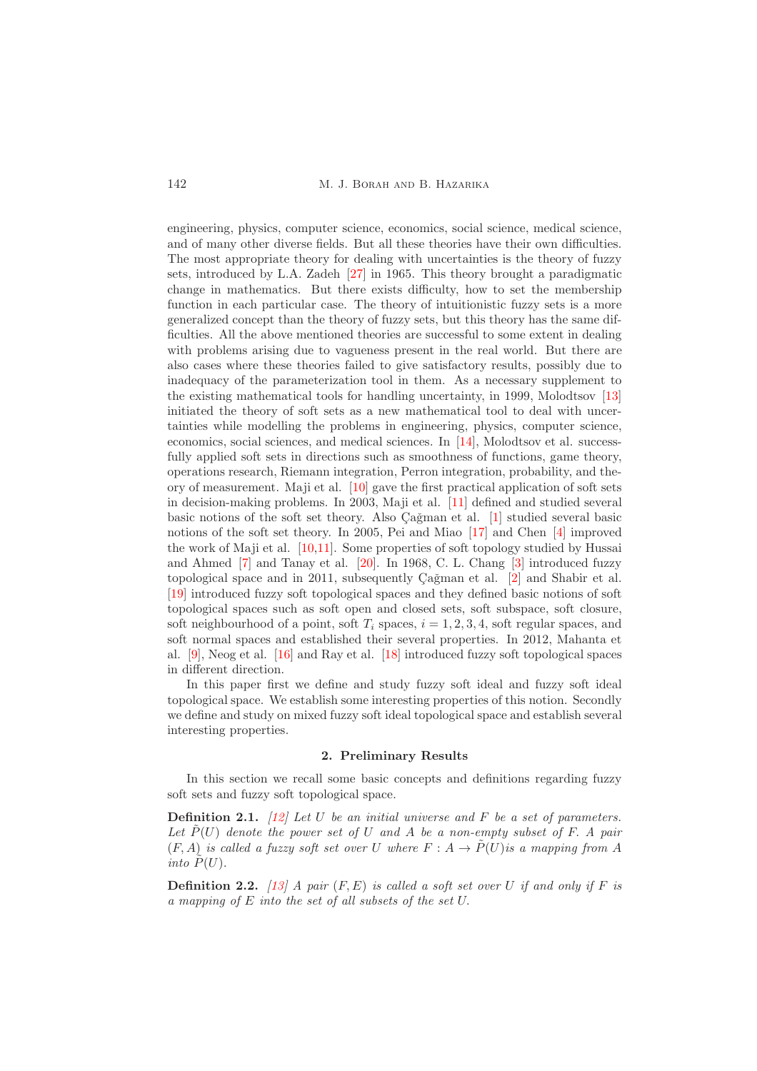engineering, physics, computer science, economics, social science, medical science, and of many other diverse fields. But all these theories have their own difficulties. The most appropriate theory for dealing with uncertainties is the theory of fuzzy sets, introduced by L.A. Zadeh [27] in 1965. This theory brought a paradigmatic change in mathematics. But there exists difficulty, how to set the membership function in each particular case. The theory of intuitionistic fuzzy sets is a more generalized concept than the theory of fuzzy sets, but this theory has the same difficulties. All the above mentioned theories are successful to some extent in dealing with problems arising due to vagueness present in the real world. But there are also cases where these theories failed to give satisfactory results, possibly due to inadequacy of the parameterization tool in them. As a necessary supplement to the existing mathematical tools for handling uncertainty, in 1999, Molodtsov [13] initiated the theory of soft sets as a new mathematical tool to deal with uncertainties while modelling the problems in engineering, physics, computer science, economics, social sciences, and medical sciences. In [14], Molodtsov et al. successfully applied soft sets in directions such as smoothness of functions, game theory, operations research, Riemann integration, Perron integration, probability, and theory of measurement. Maji et al. [10] gave the first practical application of soft sets in decision-making problems. In 2003, Maji et al. [11] defined and studied several basic notions of the soft set theory. Also Çağman et al. [1] studied several basic notions of the soft set theory. In 2005, Pei and Miao [17] and Chen [4] improved the work of Maji et al. [10,11]. Some properties of soft topology studied by Hussai and Ahmed [7] and Tanay et al. [20]. In 1968, C. L. Chang [3] introduced fuzzy topological space and in 2011, subsequently Çağman et al. [2] and Shabir et al. [19] introduced fuzzy soft topological spaces and they defined basic notions of soft topological spaces such as soft open and closed sets, soft subspace, soft closure, soft neighbourhood of a point, soft $T_i$ spaces, $i = 1, 2, 3, 4$, soft regular spaces, and soft normal spaces and established their several properties. In 2012, Mahanta et al. [9], Neog et al. [16] and Ray et al. [18] introduced fuzzy soft topological spaces in different direction.

In this paper first we define and study fuzzy soft ideal and fuzzy soft ideal topological space. We establish some interesting properties of this notion. Secondly we define and study on mixed fuzzy soft ideal topological space and establish several interesting properties.

## 2. Preliminary Results

In this section we recall some basic concepts and definitions regarding fuzzy soft sets and fuzzy soft topological space.

**Definition 2.1.** *[12] Let $U$ be an initial universe and $F$ be a set of parameters. Let $\tilde{P}(U)$ denote the power set of $U$ and $A$ be a non-empty subset of $F$. A pair $(F, A)$ is called a fuzzy soft set over $U$ where $F : A \rightarrow \tilde{P}(U)$is a mapping from $A$ into $\tilde{P}(U)$.*

**Definition 2.2.** *[13] A pair $(F, E)$ is called a soft set over $U$ if and only if $F$ is a mapping of $E$ into the set of all subsets of the set $U$.*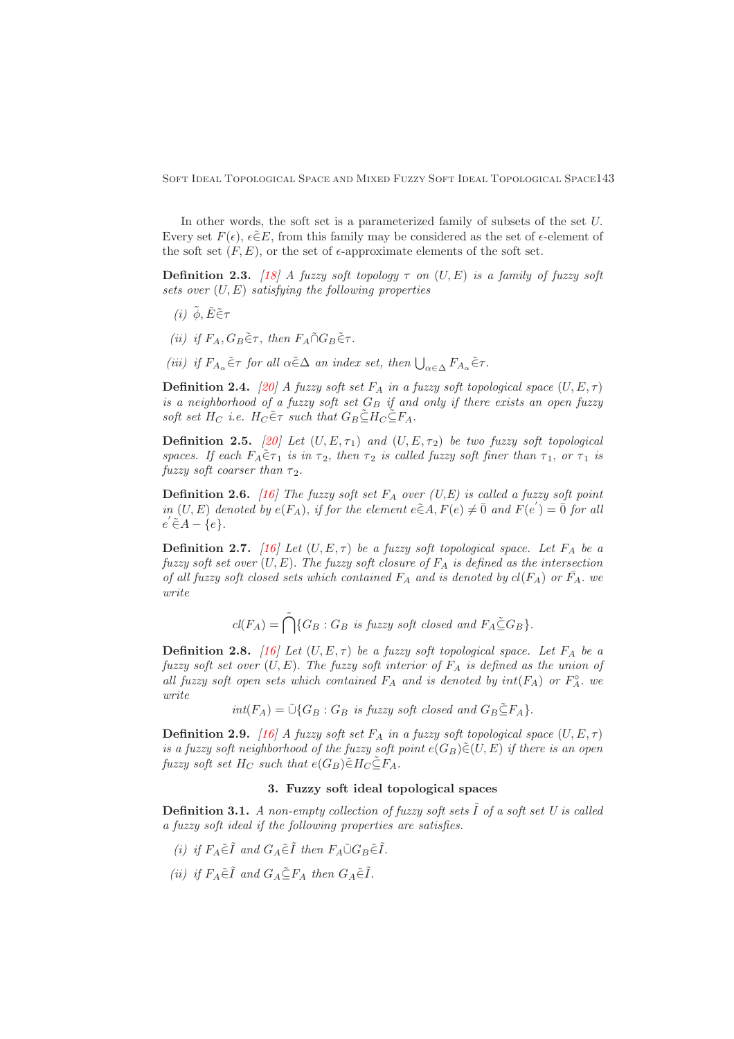In other words, the soft set is a parameterized family of subsets of the set $U$. Every set $F(\epsilon)$, $\epsilon\tilde{\in}E$, from this family may be considered as the set of $\epsilon$-element of the soft set $(F,E)$, or the set of $\epsilon$-approximate elements of the soft set.

**Definition 2.3.** *[18] A fuzzy soft topology $\tau$ on $(U,E)$ is a family of fuzzy soft sets over $(U,E)$ satisfying the following properties*

*(i)* $\tilde{\phi}, \tilde{E}\tilde{\in}\tau$

*(ii) if $F_A, G_B\tilde{\in}\tau$, then $F_A\tilde{\cap}G_B\tilde{\in}\tau$.*

*(iii) if $F_{A_\alpha}\tilde{\in}\tau$ for all $\alpha\tilde{\in}\Delta$ an index set, then $\bigcup_{\alpha\in\Delta} F_{A_\alpha}\tilde{\in}\tau$.*

**Definition 2.4.** *[20] A fuzzy soft set $F_A$ in a fuzzy soft topological space $(U,E,\tau)$ is a neighborhood of a fuzzy soft set $G_B$ if and only if there exists an open fuzzy soft set $H_C$ i.e. $H_C\tilde{\in}\tau$ such that $G_B\tilde{\subseteq}H_C\tilde{\subseteq}F_A$.*

**Definition 2.5.** *[20] Let $(U,E,\tau_1)$ and $(U,E,\tau_2)$ be two fuzzy soft topological spaces. If each $F_A\tilde{\in}\tau_1$ is in $\tau_2$, then $\tau_2$ is called fuzzy soft finer than $\tau_1$, or $\tau_1$ is fuzzy soft coarser than $\tau_2$.*

**Definition 2.6.** *[16] The fuzzy soft set $F_A$ over (U,E) is called a fuzzy soft point in $(U,E)$ denoted by $e(F_A)$, if for the element $e\tilde{\in}A, F(e)\neq\bar{0}$ and $F(e^{'})=\bar{0}$ for all $e^{'}\tilde{\in}A-\{e\}$.*

**Definition 2.7.** *[16] Let $(U,E,\tau)$ be a fuzzy soft topological space. Let $F_A$ be a fuzzy soft set over $(U,E)$. The fuzzy soft closure of $F_A$ is defined as the intersection of all fuzzy soft closed sets which contained $F_A$ and is denoted by $cl(F_A)$ or $\bar{F_A}$. we write*

$$cl(F_A)=\tilde{\bigcap}\{G_B : G_B \text{ is fuzzy soft closed and } F_A\tilde{\subseteq}G_B\}.$$

**Definition 2.8.** *[16] Let $(U,E,\tau)$ be a fuzzy soft topological space. Let $F_A$ be a fuzzy soft set over $(U,E)$. The fuzzy soft interior of $F_A$ is defined as the union of all fuzzy soft open sets which contained $F_A$ and is denoted by $int(F_A)$ or $F_A^\circ$. we write*

$$int(F_A)=\tilde{\cup}\{G_B : G_B \text{ is fuzzy soft closed and } G_B\tilde{\subseteq}F_A\}.$$

**Definition 2.9.** *[16] A fuzzy soft set $F_A$ in a fuzzy soft topological space $(U,E,\tau)$ is a fuzzy soft neighborhood of the fuzzy soft point $e(G_B)\tilde{\in}(U,E)$ if there is an open fuzzy soft set $H_C$ such that $e(G_B)\tilde{\in}H_C\tilde{\subseteq}F_A$.*

## 3. Fuzzy soft ideal topological spaces

**Definition 3.1.** *A non-empty collection of fuzzy soft sets $\tilde{I}$ of a soft set $U$ is called a fuzzy soft ideal if the following properties are satisfies.*

*(i) if $F_A\tilde{\in}\tilde{I}$ and $G_A\tilde{\in}\tilde{I}$ then $F_A\tilde{\cup}G_B\tilde{\in}\tilde{I}$.*

*(ii) if $F_A\tilde{\in}\tilde{I}$ and $G_A\tilde{\subseteq}F_A$ then $G_A\tilde{\in}\tilde{I}$.*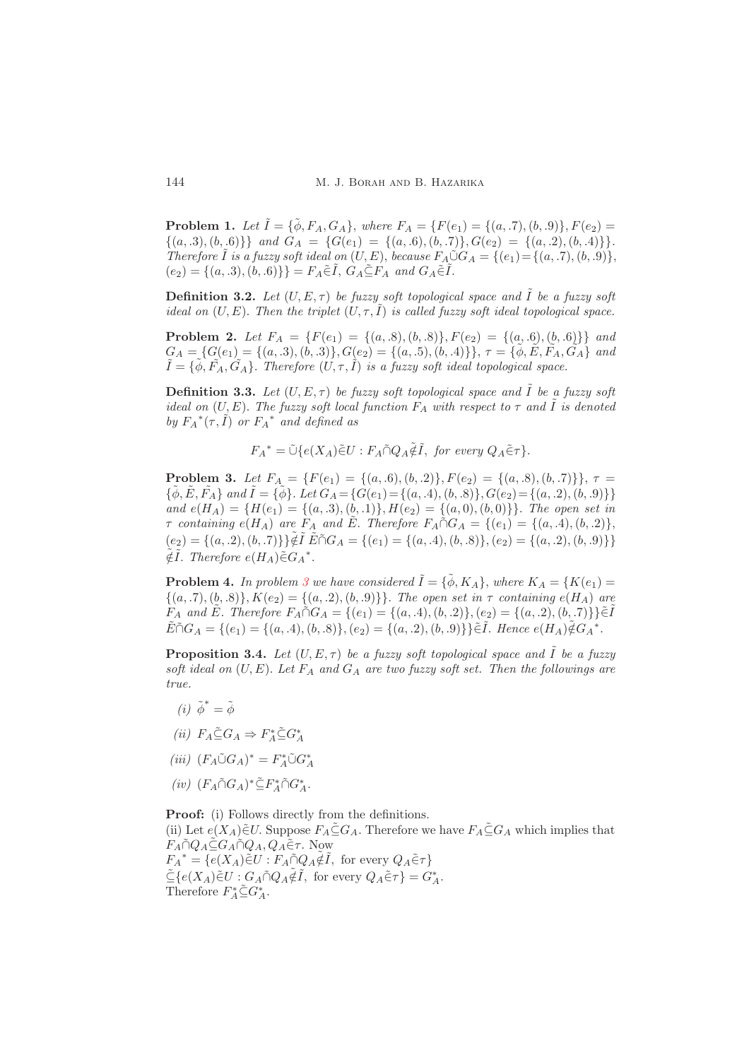**Problem 1.** *Let $\tilde{I} = \{\tilde{\phi}, F_A, G_A\}$, where $F_A = \{F(e_1) = \{(a,.7),(b,.9)\}, F(e_2) = \{(a,.3),(b,.6)\}\}$ and $G_A = \{G(e_1) = \{(a,.6),(b,.7)\}, G(e_2) = \{(a,.2),(b,.4)\}\}$. Therefore $\tilde{I}$ is a fuzzy soft ideal on $(U, E)$, because $F_A \tilde{\cup} G_A = \{(e_1) = \{(a,.7),(b,.9)\}, (e_2) = \{(a,.3),(b,.6)\}\} = F_A \tilde{\in} \tilde{I}$, $G_A \tilde{\subseteq} F_A$ and $G_A \tilde{\in} \tilde{I}$.*

**Definition 3.2.** *Let $(U, E, \tau)$ be fuzzy soft topological space and $\tilde{I}$ be a fuzzy soft ideal on $(U, E)$. Then the triplet $(U, \tau, \tilde{I})$ is called fuzzy soft ideal topological space.*

**Problem 2.** *Let $F_A = \{F(e_1) = \{(a,.8),(b,.8)\}, F(e_2) = \{(a,.6),(b,.6)\}\}$ and $G_A = \{G(e_1) = \{(a,.3),(b,.3)\}, G(e_2) = \{(a,.5),(b,.4)\}\}$, $\tau = \{\tilde{\phi}, \tilde{E}, F_A, G_A\}$ and $\tilde{I} = \{\tilde{\phi}, \tilde{F_A}, \tilde{G_A}\}$. Therefore $(U, \tau, \tilde{I})$ is a fuzzy soft ideal topological space.*

**Definition 3.3.** *Let $(U, E, \tau)$ be fuzzy soft topological space and $\tilde{I}$ be a fuzzy soft ideal on $(U, E)$. The fuzzy soft local function $F_A$ with respect to $\tau$ and $\tilde{I}$ is denoted by ${F_A}^*(\tau, \tilde{I})$ or ${F_A}^*$ and defined as*

$$
{F_A}^* = \tilde{\cup}\{e(X_A) \tilde{\in} U : F_A \tilde{\cap} Q_A \tilde{\notin} \tilde{I}, \text{ for every } Q_A \tilde{\in} \tau\}.
$$

**Problem 3.** *Let $F_A = \{F(e_1) = \{(a,.6),(b,.2)\}, F(e_2) = \{(a,.8),(b,.7)\}\}$, $\tau = \{\tilde{\phi}, \tilde{E}, \tilde{F_A}\}$ and $\tilde{I} = \{\tilde{\phi}\}$. Let $G_A = \{G(e_1) = \{(a,.4),(b,.8)\}, G(e_2) = \{(a,.2),(b,.9)\}\}$ and $e(H_A) = \{H(e_1) = \{(a,.3),(b,.1)\}, H(e_2) = \{(a,0),(b,0)\}\}$. The open set in $\tau$ containing $e(H_A)$ are $F_A$ and $\tilde{E}$. Therefore $F_A \tilde{\cap} G_A = \{(e_1) = \{(a,.4),(b,.2)\}, (e_2) = \{(a,.2),(b,.7)\}\} \tilde{\notin} \tilde{I}$ $\tilde{E} \tilde{\cap} G_A = \{(e_1) = \{(a,.4),(b,.8)\}, (e_2) = \{(a,.2),(b,.9)\}\} \tilde{\notin} \tilde{I}$. Therefore $e(H_A) \tilde{\in} {G_A}^*$.*

**Problem 4.** *In problem 3 we have considered $\tilde{I} = \{\tilde{\phi}, K_A\}$, where $K_A = \{K(e_1) = \{(a,.7),(b,.8)\}, K(e_2) = \{(a,.2),(b,.9)\}\}$. The open set in $\tau$ containing $e(H_A)$ are $F_A$ and $\tilde{E}$. Therefore $F_A \tilde{\cap} G_A = \{(e_1) = \{(a,.4),(b,.2)\}, (e_2) = \{(a,.2),(b,.7)\}\} \tilde{\in} \tilde{I}$ $\tilde{E} \tilde{\cap} G_A = \{(e_1) = \{(a,.4),(b,.8)\}, (e_2) = \{(a,.2),(b,.9)\}\} \tilde{\in} \tilde{I}$. Hence $e(H_A) \tilde{\notin} {G_A}^*$.*

**Proposition 3.4.** *Let $(U, E, \tau)$ be a fuzzy soft topological space and $\tilde{I}$ be a fuzzy soft ideal on $(U, E)$. Let $F_A$ and $G_A$ are two fuzzy soft set. Then the followings are true.*

*(i)* $\tilde{\phi}^* = \tilde{\phi}$

*(ii)* $F_A \tilde{\subseteq} G_A \Rightarrow F_A^* \tilde{\subseteq} G_A^*$

*(iii)* $(F_A \tilde{\cup} G_A)^* = F_A^* \tilde{\cup} G_A^*$

*(iv)* $(F_A \tilde{\cap} G_A)^* \tilde{\subseteq} F_A^* \tilde{\cap} G_A^*$.

**Proof:** (i) Follows directly from the definitions.
(ii) Let $e(X_A) \tilde{\in} U$. Suppose $F_A \tilde{\subseteq} G_A$. Therefore we have $F_A \tilde{\subseteq} G_A$ which implies that $F_A \tilde{\cap} Q_A \tilde{\subseteq} G_A \tilde{\cap} Q_A, Q_A \tilde{\in} \tau$. Now
${F_A}^* = \{e(X_A) \tilde{\in} U : F_A \tilde{\cap} Q_A \tilde{\notin} \tilde{I}, \text{ for every } Q_A \tilde{\in} \tau\}$
$\tilde{\subseteq} \{e(X_A) \tilde{\in} U : G_A \tilde{\cap} Q_A \tilde{\notin} \tilde{I}, \text{ for every } Q_A \tilde{\in} \tau\} = G_A^*$.
Therefore $F_A^* \tilde{\subseteq} G_A^*$.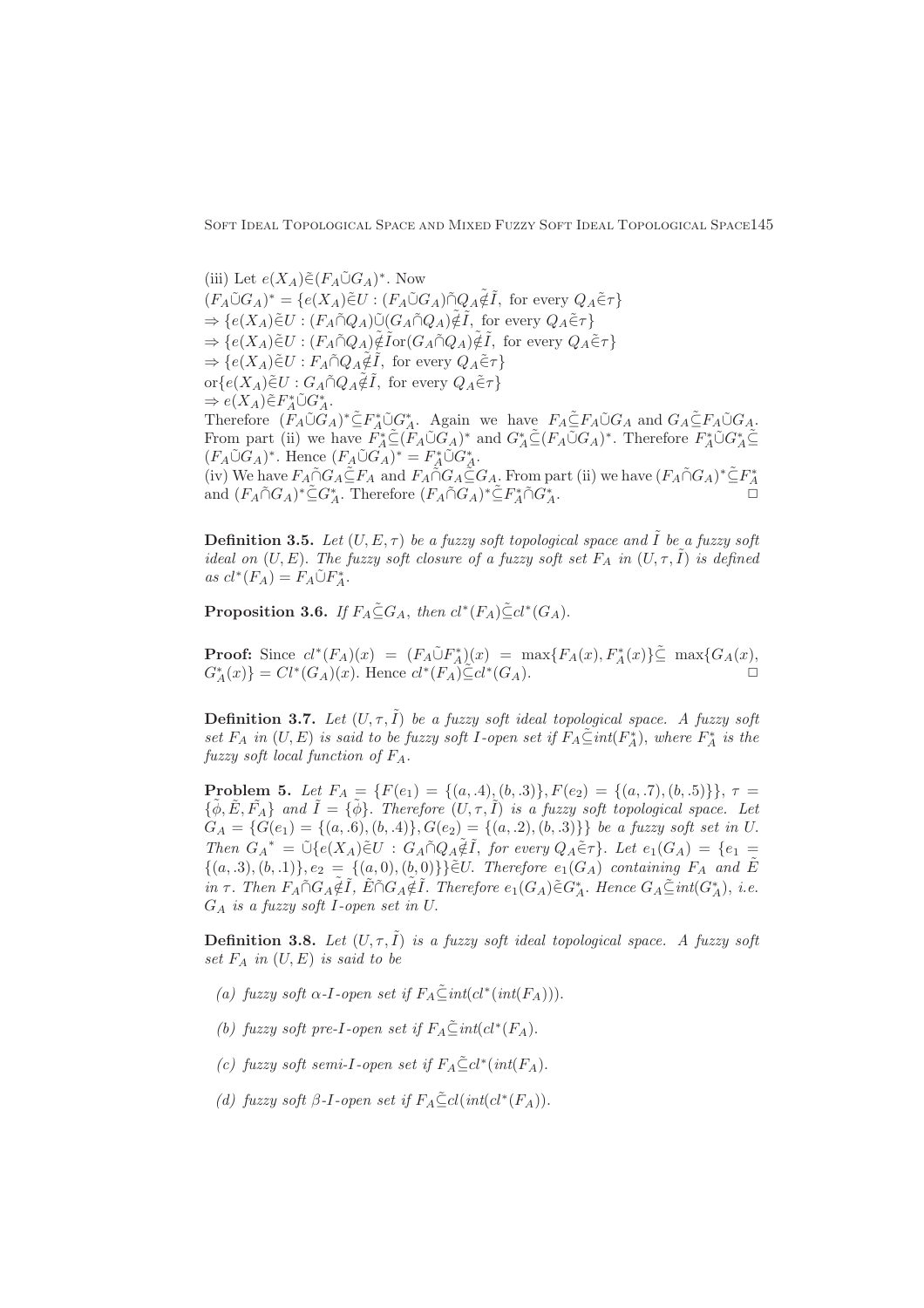(iii) Let $e(X_A)\tilde{\in}(F_A\tilde{\cup}G_A)^*$. Now

$(F_A\tilde{\cup}G_A)^* = \{e(X_A)\tilde{\in}U : (F_A\tilde{\cup}G_A)\tilde{\cap}Q_A\tilde{\notin}\tilde{I},$ for every $Q_A\tilde{\in}\tau\}$

$\Rightarrow \{e(X_A)\tilde{\in}U : (F_A\tilde{\cap}Q_A)\tilde{\cup}(G_A\tilde{\cap}Q_A)\tilde{\notin}\tilde{I},$ for every $Q_A\tilde{\in}\tau\}$

$\Rightarrow \{e(X_A)\tilde{\in}U : (F_A\tilde{\cap}Q_A)\tilde{\notin}\tilde{I}$or$(G_A\tilde{\cap}Q_A)\tilde{\notin}\tilde{I},$ for every $Q_A\tilde{\in}\tau\}$

$\Rightarrow \{e(X_A)\tilde{\in}U : F_A\tilde{\cap}Q_A\tilde{\notin}\tilde{I},$ for every $Q_A\tilde{\in}\tau\}$

or$\{e(X_A)\tilde{\in}U : G_A\tilde{\cap}Q_A\tilde{\notin}\tilde{I},$ for every $Q_A\tilde{\in}\tau\}$

$\Rightarrow e(X_A)\tilde{\in}F_A^*\tilde{\cup}G_A^*$.

Therefore $(F_A\tilde{\cup}G_A)^*\tilde{\subseteq}F_A^*\tilde{\cup}G_A^*$. Again we have $F_A\tilde{\subseteq}F_A\tilde{\cup}G_A$ and $G_A\tilde{\subseteq}F_A\tilde{\cup}G_A$. From part (ii) we have $F_A^*\tilde{\subseteq}(F_A\tilde{\cup}G_A)^*$ and $G_A^*\tilde{\subseteq}(F_A\tilde{\cup}G_A)^*$. Therefore $F_A^*\tilde{\cup}G_A^*\tilde{\subseteq}(F_A\tilde{\cup}G_A)^*$. Hence $(F_A\tilde{\cup}G_A)^* = F_A^*\tilde{\cup}G_A^*$.

(iv) We have $F_A\tilde{\cap}G_A\tilde{\subseteq}F_A$ and $F_A\tilde{\cap}G_A\tilde{\subseteq}G_A$. From part (ii) we have $(F_A\tilde{\cap}G_A)^*\tilde{\subseteq}F_A^*$ and $(F_A\tilde{\cap}G_A)^*\tilde{\subseteq}G_A^*$. Therefore $(F_A\tilde{\cap}G_A)^*\tilde{\subseteq}F_A^*\tilde{\cap}G_A^*$. □

**Definition 3.5.** *Let $(U, E, \tau)$ be a fuzzy soft topological space and $\tilde{I}$ be a fuzzy soft ideal on $(U, E)$. The fuzzy soft closure of a fuzzy soft set $F_A$ in $(U, \tau, \tilde{I})$ is defined as $cl^*(F_A) = F_A\tilde{\cup}F_A^*$.*

**Proposition 3.6.** *If $F_A\tilde{\subseteq}G_A$, then $cl^*(F_A)\tilde{\subseteq}cl^*(G_A)$.*

**Proof:** Since $cl^*(F_A)(x) = (F_A\tilde{\cup}F_A^*)(x) = \max\{F_A(x), F_A^*(x)\}\tilde{\subseteq} \max\{G_A(x), G_A^*(x)\} = Cl^*(G_A)(x)$. Hence $cl^*(F_A)\tilde{\subseteq}cl^*(G_A)$. □

**Definition 3.7.** *Let $(U, \tau, \tilde{I})$ be a fuzzy soft ideal topological space. A fuzzy soft set $F_A$ in $(U, E)$ is said to be fuzzy soft I-open set if $F_A\tilde{\subseteq}int(F_A^*)$, where $F_A^*$ is the fuzzy soft local function of $F_A$.*

**Problem 5.** *Let $F_A = \{F(e_1) = \{(a, .4), (b, .3)\}, F(e_2) = \{(a, .7), (b, .5)\}\}$, $\tau = \{\tilde{\phi}, \tilde{E}, \tilde{F_A}\}$ and $\tilde{I} = \{\tilde{\phi}\}$. Therefore $(U, \tau, \tilde{I})$ is a fuzzy soft topological space. Let $G_A = \{G(e_1) = \{(a, .6), (b, .4)\}, G(e_2) = \{(a, .2), (b, .3)\}\}$ be a fuzzy soft set in U. Then ${G_A}^* = \tilde{\cup}\{e(X_A)\tilde{\in}U : G_A\tilde{\cap}Q_A\tilde{\notin}\tilde{I},$ for every $Q_A\tilde{\in}\tau\}$. Let $e_1(G_A) = \{e_1 = \{(a, .3), (b, .1)\}, e_2 = \{(a, 0), (b, 0)\}\}\tilde{\in}U$. Therefore $e_1(G_A)$ containing $F_A$ and $\tilde{E}$ in $\tau$. Then $F_A\tilde{\cap}G_A\tilde{\notin}\tilde{I}$, $\tilde{E}\tilde{\cap}G_A\tilde{\notin}\tilde{I}$. Therefore $e_1(G_A)\tilde{\in}G_A^*$. Hence $G_A\tilde{\subseteq}int(G_A^*)$, i.e. $G_A$ is a fuzzy soft I-open set in U.*

**Definition 3.8.** *Let $(U, \tau, \tilde{I})$ is a fuzzy soft ideal topological space. A fuzzy soft set $F_A$ in $(U, E)$ is said to be*

*(a) fuzzy soft $\alpha$-I-open set if $F_A\tilde{\subseteq}int(cl^*(int(F_A)))$.*

*(b) fuzzy soft pre-I-open set if $F_A\tilde{\subseteq}int(cl^*(F_A)$.*

*(c) fuzzy soft semi-I-open set if $F_A\tilde{\subseteq}cl^*(int(F_A)$.*

*(d) fuzzy soft $\beta$-I-open set if $F_A\tilde{\subseteq}cl(int(cl^*(F_A))$.*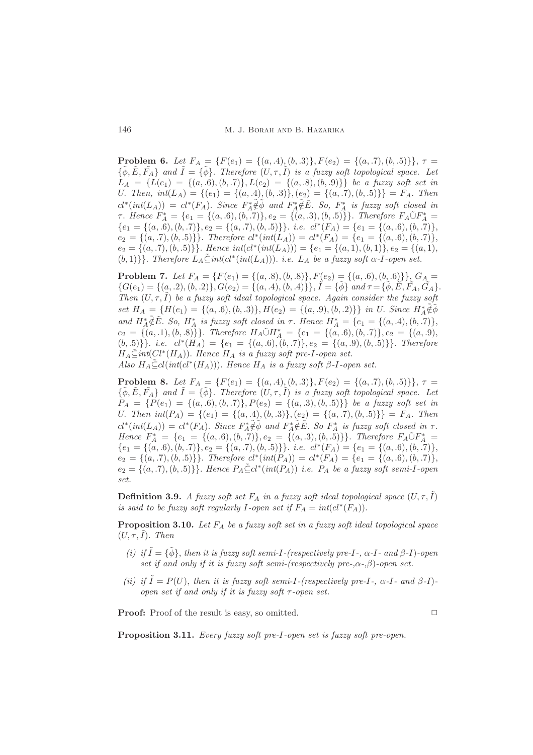**Problem 6.** *Let $F_A = \{F(e_1) = \{(a,.4),(b,.3)\}, F(e_2) = \{(a,.7),(b,.5)\}\}$, $\tau = \{\tilde{\phi}, \tilde{E}, \tilde{F_A}\}$ and $\tilde{I} = \{\tilde{\phi}\}$. Therefore $(U, \tau, \tilde{I})$ is a fuzzy soft topological space. Let $L_A = \{L(e_1) = \{(a,.6),(b,.7)\}, L(e_2) = \{(a,.8),(b,.9)\}\}$ be a fuzzy soft set in $U$. Then, $int(L_A) = \{(e_1) = \{(a,.4),(b,.3)\}, (e_2) = \{(a,.7),(b,.5)\}\} = F_A$. Then $cl^*(int(L_A)) = cl^*(F_A)$. Since $F_A^* \tilde{\notin} \tilde{\phi}$ and $F_A^* \tilde{\notin} \tilde{E}$. So, $F_A^*$ is fuzzy soft closed in $\tau$. Hence $F_A^* = \{e_1 = \{(a,.6),(b,.7)\}, e_2 = \{(a,.3),(b,.5)\}\}$. Therefore $F_A \tilde{\cup} F_A^* = \{e_1 = \{(a,.6),(b,.7)\}, e_2 = \{(a,.7),(b,.5)\}\}$. i.e. $cl^*(F_A) = \{e_1 = \{(a,.6),(b,.7)\}, e_2 = \{(a,.7),(b,.5)\}\}$. Therefore $cl^*(int(L_A)) = cl^*(F_A) = \{e_1 = \{(a,.6),(b,.7)\}, e_2 = \{(a,.7),(b,.5)\}\}$. Hence $int(cl^*(int(L_A))) = \{e_1 = \{(a,1),(b,1)\}, e_2 = \{(a,1), (b,1)\}\}$. Therefore $L_A \tilde{\subseteq} int(cl^*(int(L_A)))$. i.e. $L_A$ be a fuzzy soft $\alpha$-$I$-open set.*

**Problem 7.** *Let $F_A = \{F(e_1) = \{(a,.8),(b,.8)\}, F(e_2) = \{(a,.6),(b,.6)\}\}$, $G_A = \{G(e_1) = \{(a,.2),(b,.2)\}, G(e_2) = \{(a,.4),(b,.4)\}\}$, $\tilde{I} = \{\tilde{\phi}\}$ and $\tau = \{\tilde{\phi}, \tilde{E}, \tilde{F_A}, \tilde{G_A}\}$. Then $(U, \tau, \tilde{I})$ be a fuzzy soft ideal topological space. Again consider the fuzzy soft set $H_A = \{H(e_1) = \{(a,.6),(b,.3)\}, H(e_2) = \{(a,.9),(b,.2)\}\}$ in $U$. Since $H_A^* \tilde{\notin} \tilde{\phi}$ and $H_A^* \tilde{\notin} \tilde{E}$. So, $H_A^*$ is fuzzy soft closed in $\tau$. Hence $H_A^* = \{e_1 = \{(a,.4),(b,.7)\}, e_2 = \{(a,.1),(b,.8)\}\}$. Therefore $H_A \tilde{\cup} H_A^* = \{e_1 = \{(a,.6),(b,.7)\}, e_2 = \{(a,.9), (b,.5)\}\}$. i.e. $cl^*(H_A) = \{e_1 = \{(a,.6),(b,.7)\}, e_2 = \{(a,.9),(b,.5)\}\}$. Therefore $H_A \tilde{\subseteq} int(Cl^*(H_A))$. Hence $H_A$ is a fuzzy soft pre-$I$-open set. Also $H_A \tilde{\subseteq} cl(int(cl^*(H_A)))$. Hence $H_A$ is a fuzzy soft $\beta$-$I$-open set.*

**Problem 8.** *Let $F_A = \{F(e_1) = \{(a,.4),(b,.3)\}, F(e_2) = \{(a,.7),(b,.5)\}\}$, $\tau = \{\tilde{\phi}, \tilde{E}, \tilde{F_A}\}$ and $\tilde{I} = \{\tilde{\phi}\}$. Therefore $(U, \tau, \tilde{I})$ is a fuzzy soft topological space. Let $P_A = \{P(e_1) = \{(a,.6),(b,.7)\}, P(e_2) = \{(a,.3),(b,.5)\}\}$ be a fuzzy soft set in $U$. Then $int(P_A) = \{(e_1) = \{(a,.4),(b,.3)\}, (e_2) = \{(a,.7),(b,.5)\}\} = F_A$. Then $cl^*(int(L_A)) = cl^*(F_A)$. Since $F_A^* \tilde{\notin} \tilde{\phi}$ and $F_A^* \tilde{\notin} \tilde{E}$. So $F_A^*$ is fuzzy soft closed in $\tau$. Hence $F_A^* = \{e_1 = \{(a,.6),(b,.7)\}, e_2 = \{(a,.3),(b,.5)\}\}$. Therefore $F_A \tilde{\cup} F_A^* = \{e_1 = \{(a,.6),(b,.7)\}, e_2 = \{(a,.7),(b,.5)\}\}$. i.e. $cl^*(F_A) = \{e_1 = \{(a,.6),(b,.7)\}, e_2 = \{(a,.7),(b,.5)\}\}$. Therefore $cl^*(int(P_A)) = cl^*(F_A) = \{e_1 = \{(a,.6),(b,.7)\}, e_2 = \{(a,.7),(b,.5)\}\}$. Hence $P_A \tilde{\subseteq} cl^*(int(P_A))$ i.e. $P_A$ be a fuzzy soft semi-$I$-open set.*

**Definition 3.9.** *A fuzzy soft set $F_A$ in a fuzzy soft ideal topological space $(U, \tau, \tilde{I})$ is said to be fuzzy soft regularly $I$-open set if $F_A = int(cl^*(F_A))$.*

**Proposition 3.10.** *Let $F_A$ be a fuzzy soft set in a fuzzy soft ideal topological space $(U, \tau, \tilde{I})$. Then*

*(i) if $\tilde{I} = \{\tilde{\phi}\}$, then it is fuzzy soft semi-$I$-(respectively pre-$I$-, $\alpha$-$I$- and $\beta$-$I$)-open set if and only if it is fuzzy soft semi-(respectively pre-,$\alpha$-,$\beta$)-open set.*

*(ii) if $\tilde{I} = P(U)$, then it is fuzzy soft semi-$I$-(respectively pre-$I$-, $\alpha$-$I$- and $\beta$-$I$)-open set if and only if it is fuzzy soft $\tau$-open set.*

**Proof:** Proof of the result is easy, so omitted. □

**Proposition 3.11.** *Every fuzzy soft pre-$I$-open set is fuzzy soft pre-open.*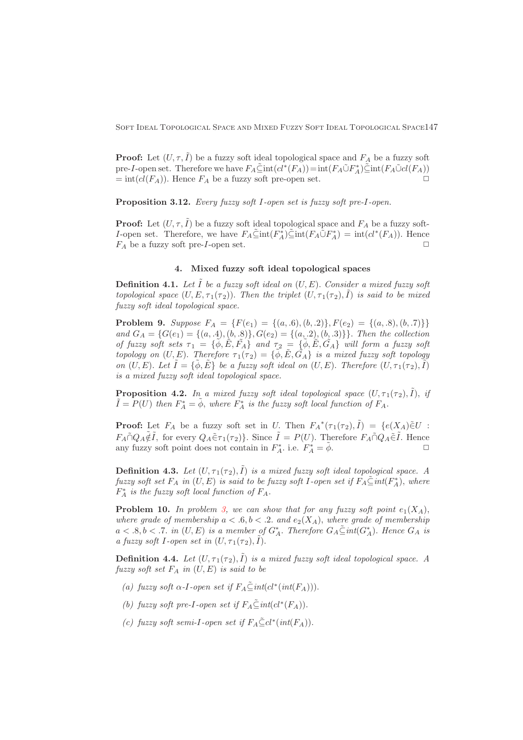**Proof:** Let $(U, \tau, \tilde{I})$ be a fuzzy soft ideal topological space and $F_A$ be a fuzzy soft pre-$I$-open set. Therefore we have $F_A \tilde{\subseteq} \text{int}(cl^*(F_A)) = \text{int}(F_A \tilde{\cup} F_A^*) \tilde{\subseteq} \text{int}(F_A \tilde{\cup} cl(F_A)) = \text{int}(cl(F_A))$. Hence $F_A$ be a fuzzy soft pre-open set. □

**Proposition 3.12.** *Every fuzzy soft I-open set is fuzzy soft pre-I-open.*

**Proof:** Let $(U, \tau, \tilde{I})$ be a fuzzy soft ideal topological space and $F_A$ be a fuzzy soft-$I$-open set. Therefore, we have $F_A \tilde{\subseteq} \text{int}(F_A^*) \tilde{\subseteq} \text{int}(F_A \tilde{\cup} F_A^*) = \text{int}(cl^*(F_A))$. Hence $F_A$ be a fuzzy soft pre-$I$-open set. □

## 4. Mixed fuzzy soft ideal topological spaces

**Definition 4.1.** *Let $\tilde{I}$ be a fuzzy soft ideal on $(U, E)$. Consider a mixed fuzzy soft topological space $(U, E, \tau_1(\tau_2))$. Then the triplet $(U, \tau_1(\tau_2), \tilde{I})$ is said to be mixed fuzzy soft ideal topological space.*

**Problem 9.** *Suppose $F_A = \{F(e_1) = \{(a, .6), (b, .2)\}, F(e_2) = \{(a, .8), (b, .7)\}\}$ and $G_A = \{G(e_1) = \{(a, .4), (b, .8)\}, G(e_2) = \{(a, .2), (b, .3)\}\}$. Then the collection of fuzzy soft sets $\tau_1 = \{\tilde{\phi}, \tilde{E}, \tilde{F_A}\}$ and $\tau_2 = \{\tilde{\phi}, \tilde{E}, \tilde{G_A}\}$ will form a fuzzy soft topology on $(U, E)$. Therefore $\tau_1(\tau_2) = \{\tilde{\phi}, \tilde{E}, \tilde{G_A}\}$ is a mixed fuzzy soft topology on $(U, E)$. Let $\tilde{I} = \{\tilde{\phi}, \tilde{E}\}$ be a fuzzy soft ideal on $(U, E)$. Therefore $(U, \tau_1(\tau_2), \tilde{I})$ is a mixed fuzzy soft ideal topological space.*

**Proposition 4.2.** *In a mixed fuzzy soft ideal topological space $(U, \tau_1(\tau_2), \tilde{I})$, if $\tilde{I} = P(U)$ then $F_A^* = \tilde{\phi}$, where $F_A^*$ is the fuzzy soft local function of $F_A$.*

**Proof:** Let $F_A$ be a fuzzy soft set in $U$. Then $F_A{}^*(\tau_1(\tau_2), \tilde{I}) = \{e(X_A) \tilde{\in} U : F_A \tilde{\cap} Q_A \tilde{\notin} \tilde{I}$, for every $Q_A \tilde{\in} \tau_1(\tau_2)\}$. Since $\tilde{I} = P(U)$. Therefore $F_A \tilde{\cap} Q_A \tilde{\in} \tilde{I}$. Hence any fuzzy soft point does not contain in $F_A^*$. i.e. $F_A^* = \tilde{\phi}$. □

**Definition 4.3.** *Let $(U, \tau_1(\tau_2), \tilde{I})$ is a mixed fuzzy soft ideal topological space. A fuzzy soft set $F_A$ in $(U, E)$ is said to be fuzzy soft I-open set if $F_A \tilde{\subseteq} int(F_A^*)$, where $F_A^*$ is the fuzzy soft local function of $F_A$.*

**Problem 10.** *In problem 3, we can show that for any fuzzy soft point $e_1(X_A)$, where grade of membership $a < .6, b < .2$. and $e_2(X_A)$, where grade of membership $a < .8, b < .7$. in $(U, E)$ is a member of $G_A^*$. Therefore $G_A \tilde{\subseteq} int(G_A^*)$. Hence $G_A$ is a fuzzy soft I-open set in $(U, \tau_1(\tau_2), \tilde{I})$.*

**Definition 4.4.** *Let $(U, \tau_1(\tau_2), \tilde{I})$ is a mixed fuzzy soft ideal topological space. A fuzzy soft set $F_A$ in $(U, E)$ is said to be*

- *(a) fuzzy soft $\alpha$-I-open set if $F_A \tilde{\subseteq} int(cl^*(int(F_A)))$.*
- *(b) fuzzy soft pre-I-open set if $F_A \tilde{\subseteq} int(cl^*(F_A))$.*
- *(c) fuzzy soft semi-I-open set if $F_A \tilde{\subseteq} cl^*(int(F_A))$.*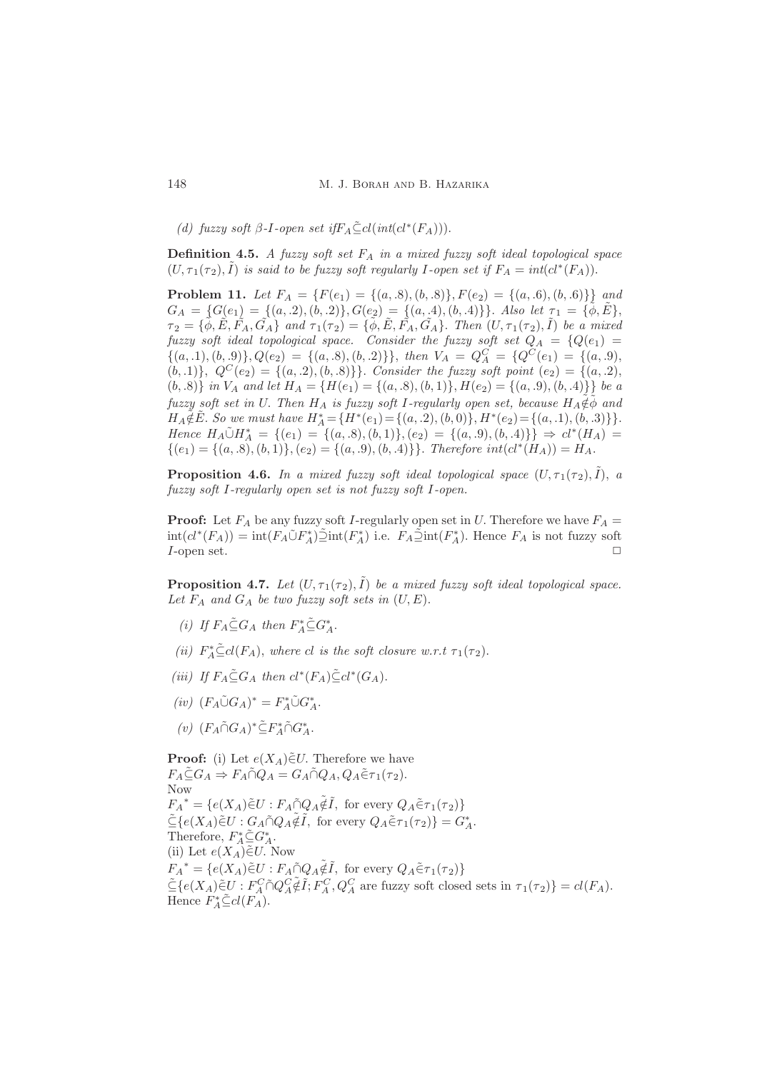*(d) fuzzy soft β-I-open set if* $F_A \tilde{\subseteq} cl(int(cl^*(F_A)))$.

**Definition 4.5.** *A fuzzy soft set* $F_A$ *in a mixed fuzzy soft ideal topological space* $(U, \tau_1(\tau_2), \tilde{I})$ *is said to be fuzzy soft regularly I-open set if* $F_A = int(cl^*(F_A))$.

**Problem 11.** *Let* $F_A = \{F(e_1) = \{(a, .8), (b, .8)\}, F(e_2) = \{(a, .6), (b, .6)\}\}$ *and* $G_A = \{G(e_1) = \{(a, .2), (b, .2)\}, G(e_2) = \{(a, .4), (b, .4)\}\}$. *Also let* $\tau_1 = \{\tilde{\phi}, \tilde{E}\}$, $\tau_2 = \{\tilde{\phi}, \tilde{E}, \tilde{F_A}, \tilde{G_A}\}$ *and* $\tau_1(\tau_2) = \{\tilde{\phi}, \tilde{E}, \tilde{F_A}, \tilde{G_A}\}$. *Then* $(U, \tau_1(\tau_2), \tilde{I})$ *be a mixed fuzzy soft ideal topological space. Consider the fuzzy soft set* $Q_A = \{Q(e_1) = \{(a, .1), (b, .9)\}, Q(e_2) = \{(a, .8), (b, .2)\}\}$, *then* $V_A = Q_A^C = \{Q^C(e_1) = \{(a, .9), (b, .1)\}, \ Q^C(e_2) = \{(a, .2), (b, .8)\}\}$. *Consider the fuzzy soft point* $(e_2) = \{(a, .2), (b, .8)\}$ *in* $V_A$ *and let* $H_A = \{H(e_1) = \{(a, .8), (b, 1)\}, H(e_2) = \{(a, .9), (b, .4)\}\}$ *be a fuzzy soft set in U. Then* $H_A$ *is fuzzy soft I-regularly open set, because* $H_A \tilde{\notin} \tilde{\phi}$ *and* $H_A \tilde{\notin} \tilde{E}$. *So we must have* $H_A^* = \{H^*(e_1) = \{(a, .2), (b, 0)\}, H^*(e_2) = \{(a, .1), (b, .3)\}\}$. *Hence* $H_A \tilde{\cup} H_A^* = \{(e_1) = \{(a, .8), (b, 1)\}, (e_2) = \{(a, .9), (b, .4)\}\} \Rightarrow cl^*(H_A) = \{(e_1) = \{(a, .8), (b, 1)\}, (e_2) = \{(a, .9), (b, .4)\}\}$. *Therefore* $int(cl^*(H_A)) = H_A$.

**Proposition 4.6.** *In a mixed fuzzy soft ideal topological space* $(U, \tau_1(\tau_2), \tilde{I})$, *a fuzzy soft I-regularly open set is not fuzzy soft I-open.*

**Proof:** Let $F_A$ be any fuzzy soft $I$-regularly open set in $U$. Therefore we have $F_A = \text{int}(cl^*(F_A)) = \text{int}(F_A \tilde{\cup} F_A^*) \tilde{\supseteq} \text{int}(F_A^*)$ i.e. $F_A \tilde{\supseteq} \text{int}(F_A^*)$. Hence $F_A$ is not fuzzy soft $I$-open set. □

**Proposition 4.7.** *Let* $(U, \tau_1(\tau_2), \tilde{I})$ *be a mixed fuzzy soft ideal topological space. Let* $F_A$ *and* $G_A$ *be two fuzzy soft sets in* $(U, E)$.

*(i) If* $F_A \tilde{\subseteq} G_A$ *then* $F_A^* \tilde{\subseteq} G_A^*$.

*(ii)* $F_A^* \tilde{\subseteq} cl(F_A)$, *where cl is the soft closure w.r.t* $\tau_1(\tau_2)$.

*(iii) If* $F_A \tilde{\subseteq} G_A$ *then* $cl^*(F_A) \tilde{\subseteq} cl^*(G_A)$.

*(iv)* $(F_A \tilde{\cup} G_A)^* = F_A^* \tilde{\cup} G_A^*$.

*(v)* $(F_A \tilde{\cap} G_A)^* \tilde{\subseteq} F_A^* \tilde{\cap} G_A^*$.

**Proof:** (i) Let $e(X_A) \tilde{\in} U$. Therefore we have
$F_A \tilde{\subseteq} G_A \Rightarrow F_A \tilde{\cap} Q_A = G_A \tilde{\cap} Q_A, Q_A \tilde{\in} \tau_1(\tau_2)$.
Now
${F_A}^* = \{e(X_A) \tilde{\in} U : F_A \tilde{\cap} Q_A \tilde{\notin} \tilde{I}, \text{ for every } Q_A \tilde{\in} \tau_1(\tau_2)\}$
$\tilde{\subseteq} \{e(X_A) \tilde{\in} U : G_A \tilde{\cap} Q_A \tilde{\notin} \tilde{I}, \text{ for every } Q_A \tilde{\in} \tau_1(\tau_2)\} = G_A^*$.
Therefore, $F_A^* \tilde{\subseteq} G_A^*$.
(ii) Let $e(X_A) \tilde{\in} U$. Now
${F_A}^* = \{e(X_A) \tilde{\in} U : F_A \tilde{\cap} Q_A \tilde{\notin} \tilde{I}, \text{ for every } Q_A \tilde{\in} \tau_1(\tau_2)\}$
$\tilde{\subseteq} \{e(X_A) \tilde{\in} U : F_A^C \tilde{\cap} Q_A^C \tilde{\notin} \tilde{I}; F_A^C, Q_A^C \text{ are fuzzy soft closed sets in } \tau_1(\tau_2)\} = cl(F_A)$.
Hence $F_A^* \tilde{\subseteq} cl(F_A)$.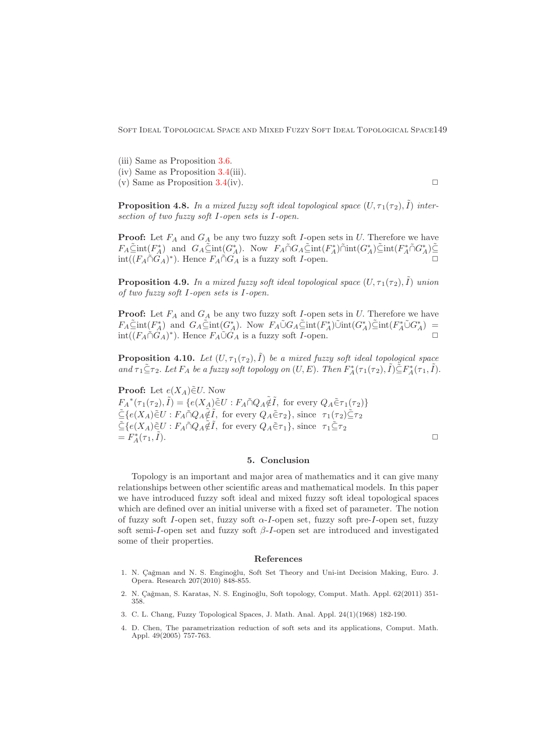(iii) Same as Proposition 3.6.  
(iv) Same as Proposition 3.4(iii).  
(v) Same as Proposition 3.4(iv). □

**Proposition 4.8.** *In a mixed fuzzy soft ideal topological space $(U, \tau_1(\tau_2), \tilde{I})$ intersection of two fuzzy soft $I$-open sets is $I$-open.*

**Proof:** Let $F_A$ and $G_A$ be any two fuzzy soft $I$-open sets in $U$. Therefore we have $F_A \tilde{\subseteq} \text{int}(F_A^*)$ and $G_A \tilde{\subseteq} \text{int}(G_A^*)$. Now $F_A \tilde{\cap} G_A \tilde{\subseteq} \text{int}(F_A^*) \tilde{\cap} \text{int}(G_A^*) \tilde{\subseteq} \text{int}(F_A^* \tilde{\cap} G_A^*) \tilde{\subseteq} \text{int}((F_A \tilde{\cap} G_A)^*)$. Hence $F_A \tilde{\cap} G_A$ is a fuzzy soft $I$-open. □

**Proposition 4.9.** *In a mixed fuzzy soft ideal topological space $(U, \tau_1(\tau_2), \tilde{I})$ union of two fuzzy soft $I$-open sets is $I$-open.*

**Proof:** Let $F_A$ and $G_A$ be any two fuzzy soft $I$-open sets in $U$. Therefore we have $F_A \tilde{\subseteq} \text{int}(F_A^*)$ and $G_A \tilde{\subseteq} \text{int}(G_A^*)$. Now $F_A \tilde{\cup} G_A \tilde{\subseteq} \text{int}(F_A^*) \tilde{\cup} \text{int}(G_A^*) \tilde{\subseteq} \text{int}(F_A^* \tilde{\cup} G_A^*) = \text{int}((F_A \tilde{\cap} G_A)^*)$. Hence $F_A \tilde{\cup} G_A$ is a fuzzy soft $I$-open. □

**Proposition 4.10.** *Let $(U, \tau_1(\tau_2), \tilde{I})$ be a mixed fuzzy soft ideal topological space and $\tau_1 \tilde{\subseteq} \tau_2$. Let $F_A$ be a fuzzy soft topology on $(U, E)$. Then $F_A^*(\tau_1(\tau_2), \tilde{I}) \tilde{\subseteq} F_A^*(\tau_1, \tilde{I})$.*

**Proof:** Let $e(X_A) \tilde{\in} U$. Now

$$
\begin{aligned}
&{F_A}^*(\tau_1(\tau_2), \tilde{I}) = \{e(X_A) \tilde{\in} U : F_A \tilde{\cap} Q_A \tilde{\notin} \tilde{I}, \text{ for every } Q_A \tilde{\in} \tau_1(\tau_2)\} \\
&\tilde{\subseteq} \{e(X_A) \tilde{\in} U : F_A \tilde{\cap} Q_A \tilde{\notin} \tilde{I}, \text{ for every } Q_A \tilde{\in} \tau_2\}, \text{ since } \tau_1(\tau_2) \tilde{\subseteq} \tau_2 \\
&\tilde{\subseteq} \{e(X_A) \tilde{\in} U : F_A \tilde{\cap} Q_A \tilde{\notin} \tilde{I}, \text{ for every } Q_A \tilde{\in} \tau_1\}, \text{ since } \tau_1 \tilde{\subseteq} \tau_2 \\
&= F_A^*(\tau_1, \tilde{I}).
\end{aligned}
$$

□

## 5. Conclusion

Topology is an important and major area of mathematics and it can give many relationships between other scientific areas and mathematical models. In this paper we have introduced fuzzy soft ideal and mixed fuzzy soft ideal topological spaces which are defined over an initial universe with a fixed set of parameter. The notion of fuzzy soft $I$-open set, fuzzy soft $\alpha$-$I$-open set, fuzzy soft pre-$I$-open set, fuzzy soft semi-$I$-open set and fuzzy soft $\beta$-$I$-open set are introduced and investigated some of their properties.

## References

1. N. Çağman and N. S. Enginoğlu, Soft Set Theory and Uni-int Decision Making, Euro. J. Opera. Research 207(2010) 848-855.
2. N. Çağman, S. Karatas, N. S. Enginoğlu, Soft topology, Comput. Math. Appl. 62(2011) 351-358.
3. C. L. Chang, Fuzzy Topological Spaces, J. Math. Anal. Appl. 24(1)(1968) 182-190.
4. D. Chen, The parametrization reduction of soft sets and its applications, Comput. Math. Appl. 49(2005) 757-763.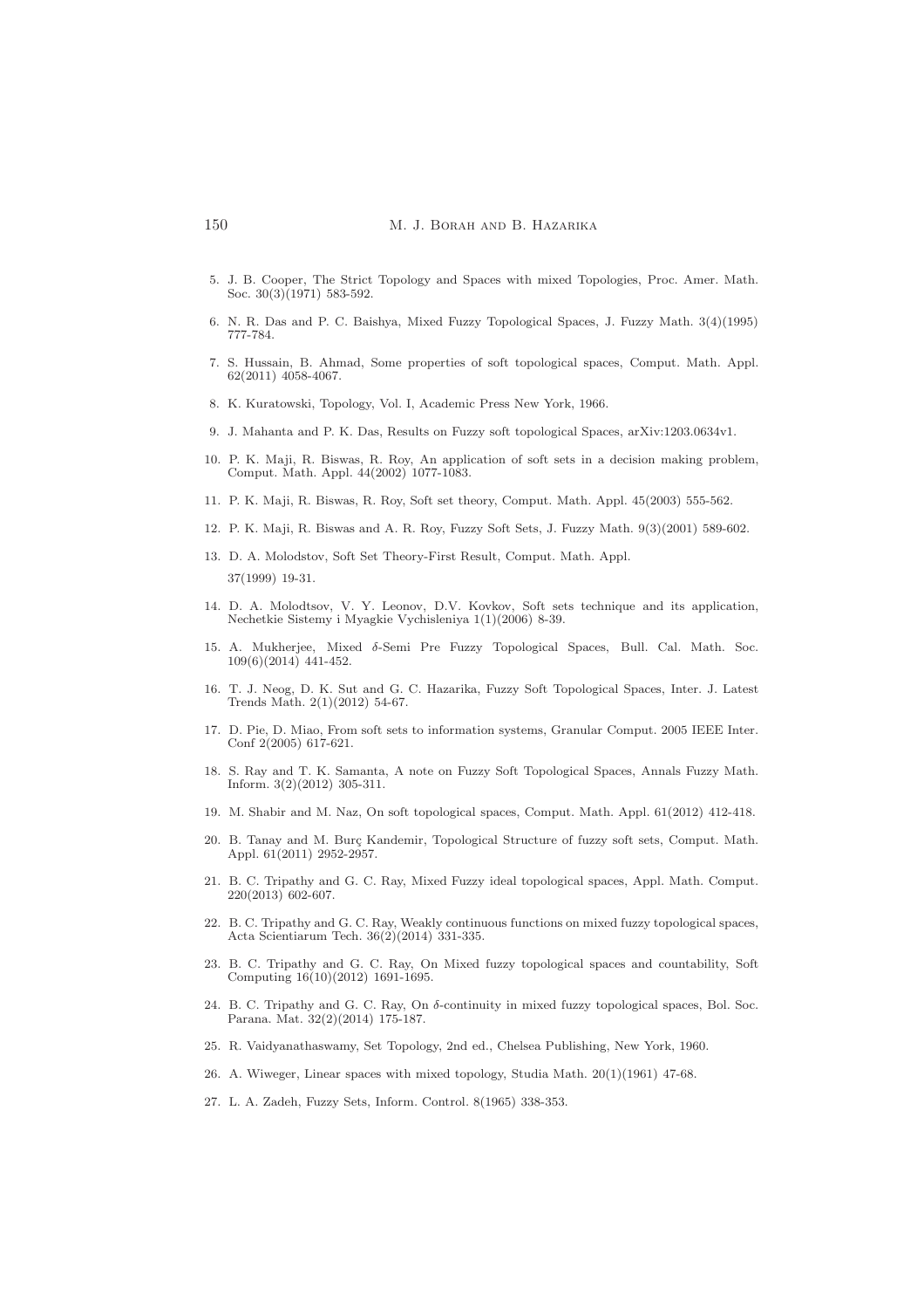5. J. B. Cooper, The Strict Topology and Spaces with mixed Topologies, Proc. Amer. Math. Soc. 30(3)(1971) 583-592.

6. N. R. Das and P. C. Baishya, Mixed Fuzzy Topological Spaces, J. Fuzzy Math. 3(4)(1995) 777-784.

7. S. Hussain, B. Ahmad, Some properties of soft topological spaces, Comput. Math. Appl. 62(2011) 4058-4067.

8. K. Kuratowski, Topology, Vol. I, Academic Press New York, 1966.

9. J. Mahanta and P. K. Das, Results on Fuzzy soft topological Spaces, arXiv:1203.0634v1.

10. P. K. Maji, R. Biswas, R. Roy, An application of soft sets in a decision making problem, Comput. Math. Appl. 44(2002) 1077-1083.

11. P. K. Maji, R. Biswas, R. Roy, Soft set theory, Comput. Math. Appl. 45(2003) 555-562.

12. P. K. Maji, R. Biswas and A. R. Roy, Fuzzy Soft Sets, J. Fuzzy Math. 9(3)(2001) 589-602.

13. D. A. Molodstov, Soft Set Theory-First Result, Comput. Math. Appl. 37(1999) 19-31.

14. D. A. Molodtsov, V. Y. Leonov, D.V. Kovkov, Soft sets technique and its application, Nechetkie Sistemy i Myagkie Vychisleniya 1(1)(2006) 8-39.

15. A. Mukherjee, Mixed $\delta$-Semi Pre Fuzzy Topological Spaces, Bull. Cal. Math. Soc. 109(6)(2014) 441-452.

16. T. J. Neog, D. K. Sut and G. C. Hazarika, Fuzzy Soft Topological Spaces, Inter. J. Latest Trends Math. 2(1)(2012) 54-67.

17. D. Pie, D. Miao, From soft sets to information systems, Granular Comput. 2005 IEEE Inter. Conf 2(2005) 617-621.

18. S. Ray and T. K. Samanta, A note on Fuzzy Soft Topological Spaces, Annals Fuzzy Math. Inform. 3(2)(2012) 305-311.

19. M. Shabir and M. Naz, On soft topological spaces, Comput. Math. Appl. 61(2012) 412-418.

20. B. Tanay and M. Burç Kandemir, Topological Structure of fuzzy soft sets, Comput. Math. Appl. 61(2011) 2952-2957.

21. B. C. Tripathy and G. C. Ray, Mixed Fuzzy ideal topological spaces, Appl. Math. Comput. 220(2013) 602-607.

22. B. C. Tripathy and G. C. Ray, Weakly continuous functions on mixed fuzzy topological spaces, Acta Scientiarum Tech. 36(2)(2014) 331-335.

23. B. C. Tripathy and G. C. Ray, On Mixed fuzzy topological spaces and countability, Soft Computing 16(10)(2012) 1691-1695.

24. B. C. Tripathy and G. C. Ray, On $\delta$-continuity in mixed fuzzy topological spaces, Bol. Soc. Parana. Mat. 32(2)(2014) 175-187.

25. R. Vaidyanathaswamy, Set Topology, 2nd ed., Chelsea Publishing, New York, 1960.

26. A. Wiweger, Linear spaces with mixed topology, Studia Math. 20(1)(1961) 47-68.

27. L. A. Zadeh, Fuzzy Sets, Inform. Control. 8(1965) 338-353.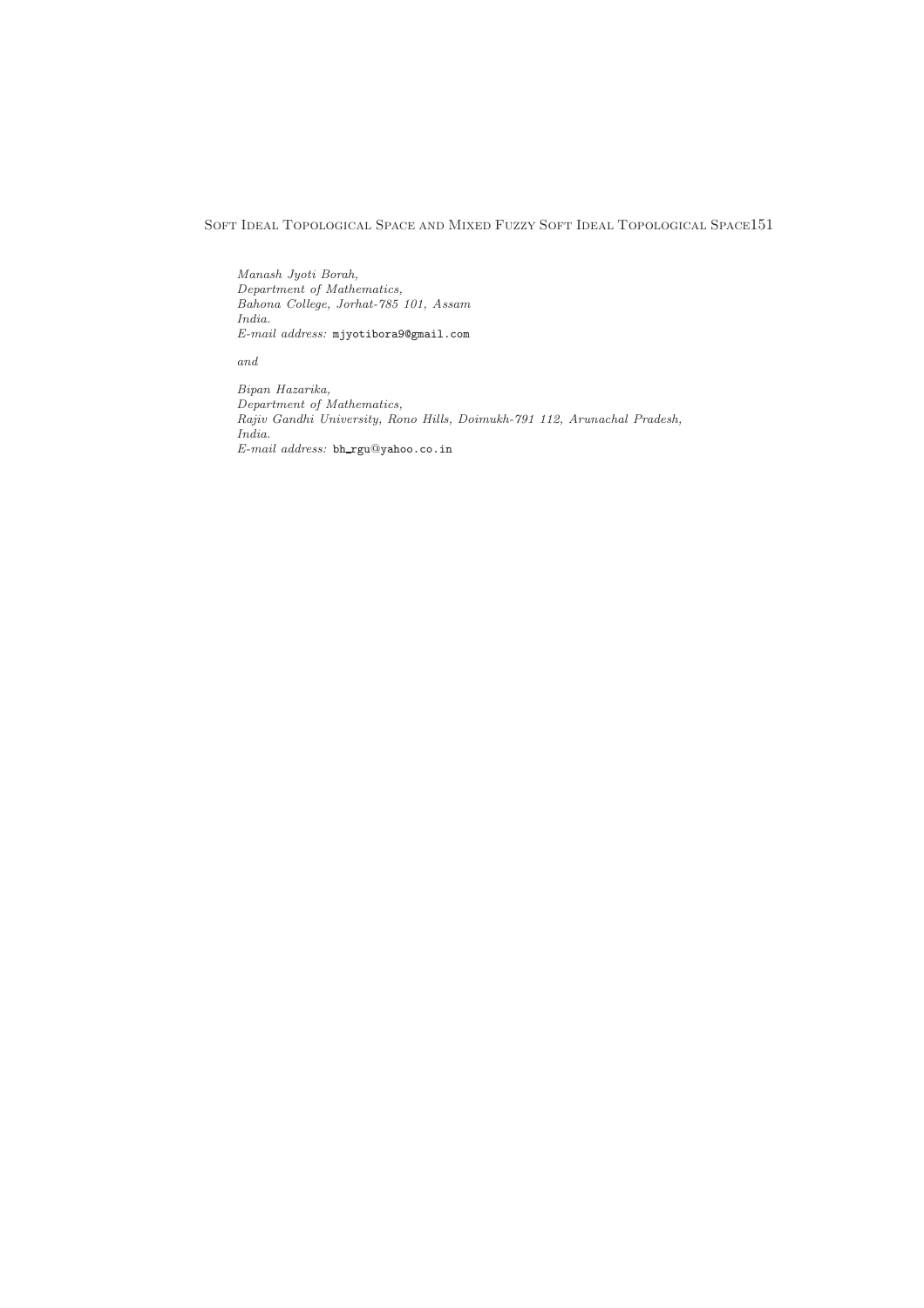*Manash Jyoti Borah,*
*Department of Mathematics,*
*Bahona College, Jorhat-785 101, Assam*
*India.*
*E-mail address:* mjyotibora9@gmail.com

*and*

*Bipan Hazarika,*
*Department of Mathematics,*
*Rajiv Gandhi University, Rono Hills, Doimukh-791 112, Arunachal Pradesh,*
*India.*
*E-mail address:* bh_rgu@yahoo.co.in